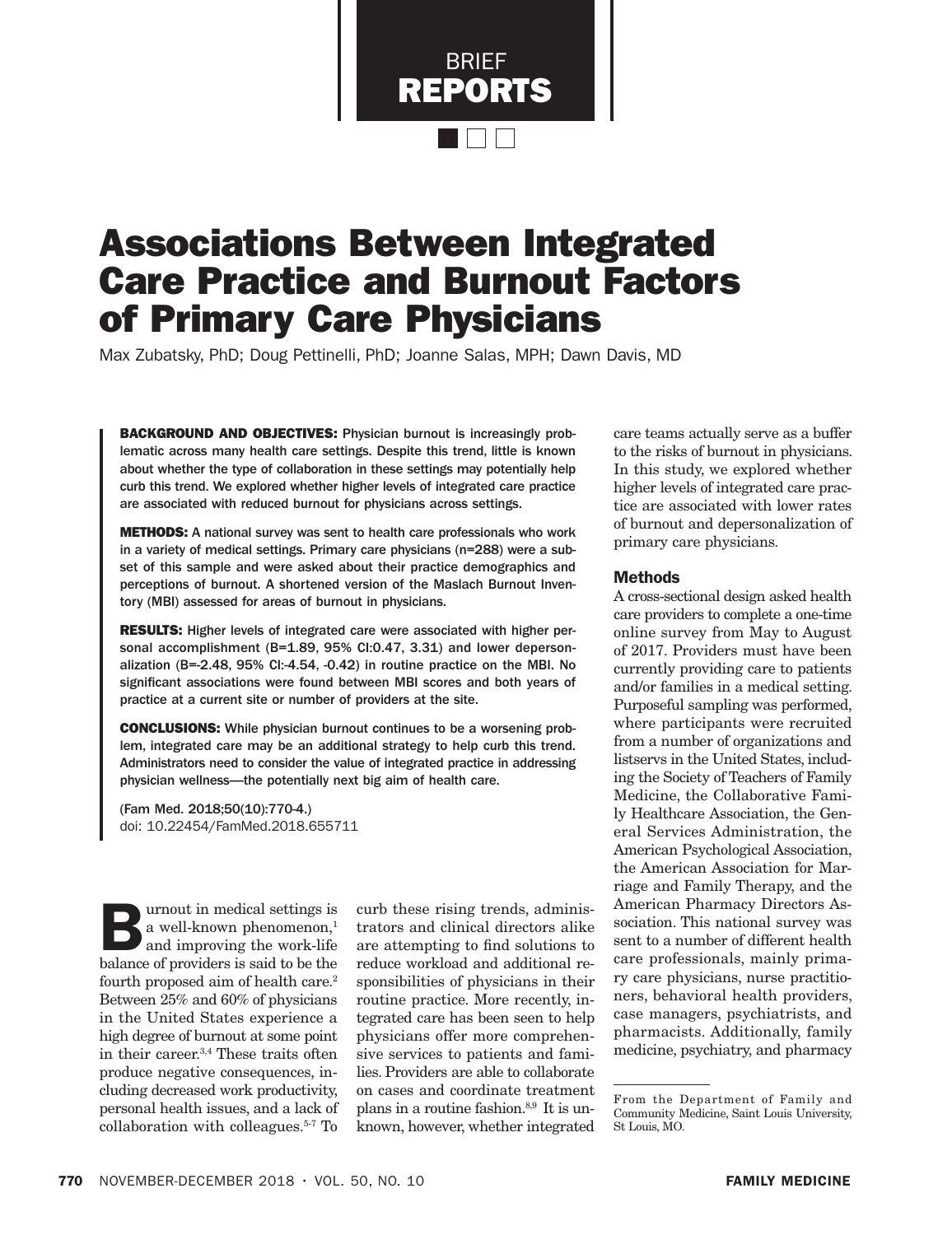BRIEF REPORTS

# Associations Between Integrated Care Practice and Burnout Factors of Primary Care Physicians

Max Zubatsky, PhD; Doug Pettinelli, PhD; Joanne Salas, MPH; Dawn Davis, MD

**BACKGROUND AND OBJECTIVES:** Physician burnout is increasingly problematic across many health care settings. Despite this trend, little is known about whether the type of collaboration in these settings may potentially help curb this trend. We explored whether higher levels of integrated care practice are associated with reduced burnout for physicians across settings.

**METHODS:** A national survey was sent to health care professionals who work in a variety of medical settings. Primary care physicians (n=288) were a subset of this sample and were asked about their practice demographics and perceptions of burnout. A shortened version of the Maslach Burnout Inventory (MBI) assessed for areas of burnout in physicians.

**RESULTS:** Higher levels of integrated care were associated with higher personal accomplishment (B=1.89, 95% CI:0.47, 3.31) and lower depersonalization (B=-2.48, 95% CI:-4.54, -0.42) in routine practice on the MBI. No significant associations were found between MBI scores and both years of practice at a current site or number of providers at the site.

**CONCLUSIONS:** While physician burnout continues to be a worsening problem, integrated care may be an additional strategy to help curb this trend. Administrators need to consider the value of integrated practice in addressing physician wellness—the potentially next big aim of health care.

(Fam Med. 2018;50(10):770-4.)
doi: 10.22454/FamMed.2018.655711

Burnout in medical settings is a well-known phenomenon,[1] and improving the work-life balance of providers is said to be the fourth proposed aim of health care.[2] Between 25% and 60% of physicians in the United States experience a high degree of burnout at some point in their career.[3,4] These traits often produce negative consequences, including decreased work productivity, personal health issues, and a lack of collaboration with colleagues.[5-7] To curb these rising trends, administrators and clinical directors alike are attempting to find solutions to reduce workload and additional responsibilities of physicians in their routine practice. More recently, integrated care has been seen to help physicians offer more comprehensive services to patients and families. Providers are able to collaborate on cases and coordinate treatment plans in a routine fashion.[8,9] It is unknown, however, whether integrated care teams actually serve as a buffer to the risks of burnout in physicians. In this study, we explored whether higher levels of integrated care practice are associated with lower rates of burnout and depersonalization of primary care physicians.

## Methods

A cross-sectional design asked health care providers to complete a one-time online survey from May to August of 2017. Providers must have been currently providing care to patients and/or families in a medical setting. Purposeful sampling was performed, where participants were recruited from a number of organizations and listservs in the United States, including the Society of Teachers of Family Medicine, the Collaborative Family Healthcare Association, the General Services Administration, the American Psychological Association, the American Association for Marriage and Family Therapy, and the American Pharmacy Directors Association. This national survey was sent to a number of different health care professionals, mainly primary care physicians, nurse practitioners, behavioral health providers, case managers, psychiatrists, and pharmacists. Additionally, family medicine, psychiatry, and pharmacy

From the Department of Family and Community Medicine, Saint Louis University, St Louis, MO.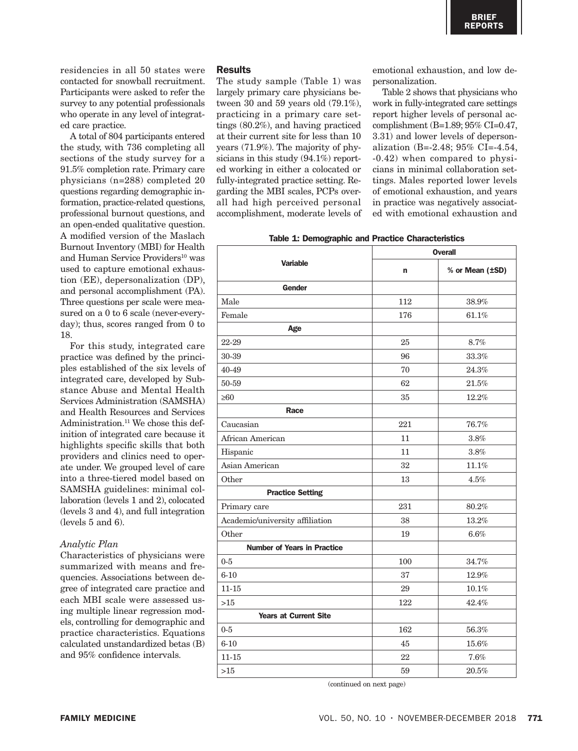residencies in all 50 states were contacted for snowball recruitment. Participants were asked to refer the survey to any potential professionals who operate in any level of integrated care practice.

A total of 804 participants entered the study, with 736 completing all sections of the study survey for a 91.5% completion rate. Primary care physicians (n=288) completed 20 questions regarding demographic information, practice-related questions, professional burnout questions, and an open-ended qualitative question. A modified version of the Maslach Burnout Inventory (MBI) for Health and Human Service Providers[10] was used to capture emotional exhaustion (EE), depersonalization (DP), and personal accomplishment (PA). Three questions per scale were measured on a 0 to 6 scale (never-everyday); thus, scores ranged from 0 to 18.

For this study, integrated care practice was defined by the principles established of the six levels of integrated care, developed by Substance Abuse and Mental Health Services Administration (SAMSHA) and Health Resources and Services Administration.[11] We chose this definition of integrated care because it highlights specific skills that both providers and clinics need to operate under. We grouped level of care into a three-tiered model based on SAMSHA guidelines: minimal collaboration (levels 1 and 2), colocated (levels 3 and 4), and full integration (levels 5 and 6).

*Analytic Plan*

Characteristics of physicians were summarized with means and frequencies. Associations between degree of integrated care practice and each MBI scale were assessed using multiple linear regression models, controlling for demographic and practice characteristics. Equations calculated unstandardized betas (B) and 95% confidence intervals.

## Results

The study sample (Table 1) was largely primary care physicians between 30 and 59 years old (79.1%), practicing in a primary care settings (80.2%), and having practiced at their current site for less than 10 years (71.9%). The majority of physicians in this study (94.1%) reported working in either a colocated or fully-integrated practice setting. Regarding the MBI scales, PCPs overall had high perceived personal accomplishment, moderate levels of emotional exhaustion, and low depersonalization.

Table 2 shows that physicians who work in fully-integrated care settings report higher levels of personal accomplishment (B=1.89; 95% CI=0.47, 3.31) and lower levels of depersonalization (B=-2.48; 95% CI=-4.54, -0.42) when compared to physicians in minimal collaboration settings. Males reported lower levels of emotional exhaustion, and years in practice was negatively associated with emotional exhaustion and

**Table 1: Demographic and Practice Characteristics**

| Variable | Overall | |
|---|---|---|
| | n | % or Mean (±SD) |
| **Gender** | | |
| Male | 112 | 38.9% |
| Female | 176 | 61.1% |
| **Age** | | |
| 22-29 | 25 | 8.7% |
| 30-39 | 96 | 33.3% |
| 40-49 | 70 | 24.3% |
| 50-59 | 62 | 21.5% |
| ≥60 | 35 | 12.2% |
| **Race** | | |
| Caucasian | 221 | 76.7% |
| African American | 11 | 3.8% |
| Hispanic | 11 | 3.8% |
| Asian American | 32 | 11.1% |
| Other | 13 | 4.5% |
| **Practice Setting** | | |
| Primary care | 231 | 80.2% |
| Academic/university affiliation | 38 | 13.2% |
| Other | 19 | 6.6% |
| **Number of Years in Practice** | | |
| 0-5 | 100 | 34.7% |
| 6-10 | 37 | 12.9% |
| 11-15 | 29 | 10.1% |
| >15 | 122 | 42.4% |
| **Years at Current Site** | | |
| 0-5 | 162 | 56.3% |
| 6-10 | 45 | 15.6% |
| 11-15 | 22 | 7.6% |
| >15 | 59 | 20.5% |

(continued on next page)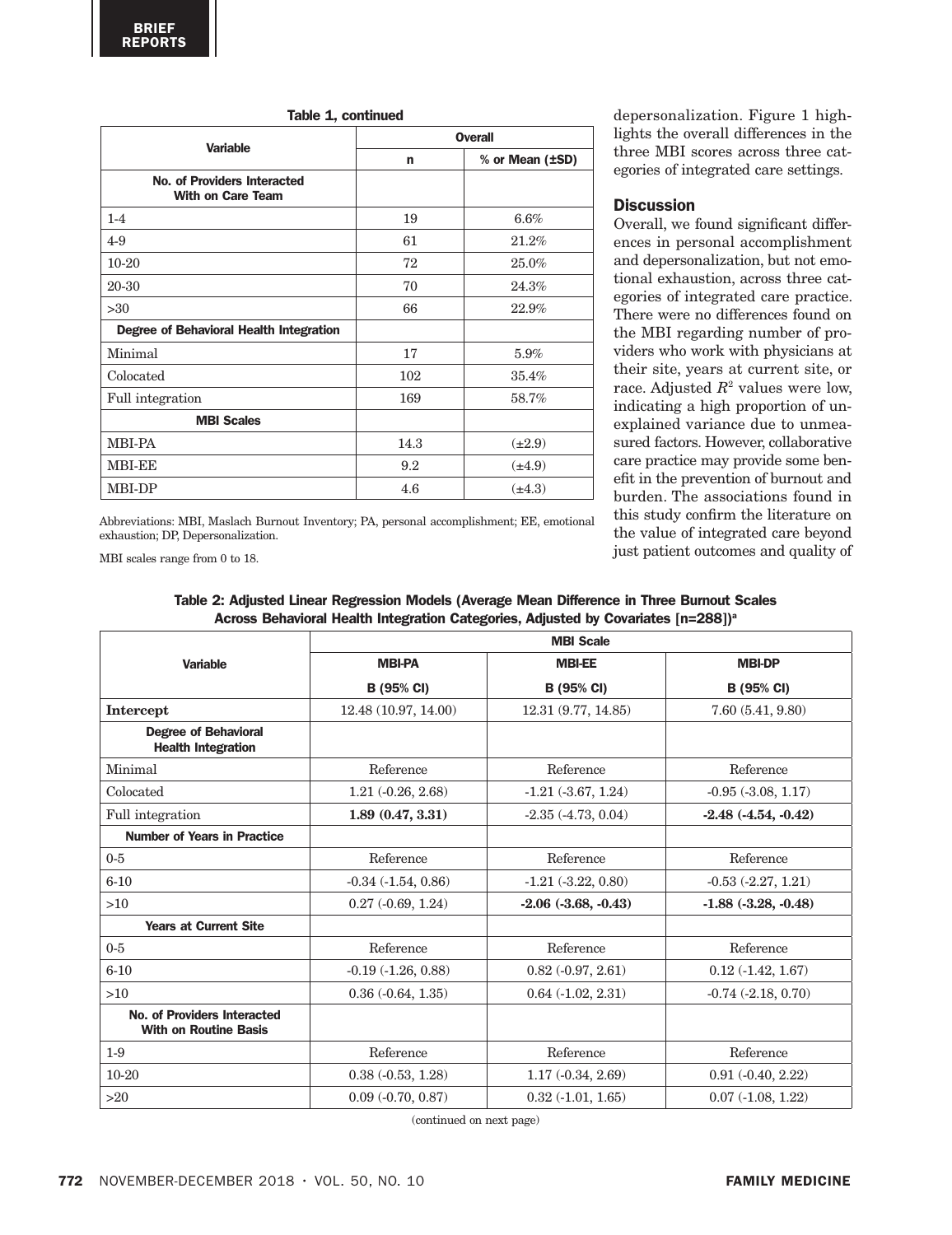**Table 1, continued**

| Variable | Overall | |
|---|---|---|
| | n | % or Mean (±SD) |
| **No. of Providers Interacted With on Care Team** | | |
| 1-4 | 19 | 6.6% |
| 4-9 | 61 | 21.2% |
| 10-20 | 72 | 25.0% |
| 20-30 | 70 | 24.3% |
| >30 | 66 | 22.9% |
| **Degree of Behavioral Health Integration** | | |
| Minimal | 17 | 5.9% |
| Colocated | 102 | 35.4% |
| Full integration | 169 | 58.7% |
| **MBI Scales** | | |
| MBI-PA | 14.3 | (±2.9) |
| MBI-EE | 9.2 | (±4.9) |
| MBI-DP | 4.6 | (±4.3) |

Abbreviations: MBI, Maslach Burnout Inventory; PA, personal accomplishment; EE, emotional exhaustion; DP, Depersonalization.

MBI scales range from 0 to 18.

depersonalization. Figure 1 highlights the overall differences in the three MBI scores across three categories of integrated care settings.

## Discussion

Overall, we found significant differences in personal accomplishment and depersonalization, but not emotional exhaustion, across three categories of integrated care practice. There were no differences found on the MBI regarding number of providers who work with physicians at their site, years at current site, or race. Adjusted $R^2$ values were low, indicating a high proportion of unexplained variance due to unmeasured factors. However, collaborative care practice may provide some benefit in the prevention of burnout and burden. The associations found in this study confirm the literature on the value of integrated care beyond just patient outcomes and quality of

**Table 2: Adjusted Linear Regression Models (Average Mean Difference in Three Burnout Scales Across Behavioral Health Integration Categories, Adjusted by Covariates [n=288])[a]**

| Variable | MBI Scale | | |
|---|---|---|---|
| | MBI-PA | MBI-EE | MBI-DP |
| | B (95% CI) | B (95% CI) | B (95% CI) |
| **Intercept** | 12.48 (10.97, 14.00) | 12.31 (9.77, 14.85) | 7.60 (5.41, 9.80) |
| **Degree of Behavioral Health Integration** | | | |
| Minimal | Reference | Reference | Reference |
| Colocated | 1.21 (-0.26, 2.68) | -1.21 (-3.67, 1.24) | -0.95 (-3.08, 1.17) |
| Full integration | **1.89 (0.47, 3.31)** | -2.35 (-4.73, 0.04) | **-2.48 (-4.54, -0.42)** |
| **Number of Years in Practice** | | | |
| 0-5 | Reference | Reference | Reference |
| 6-10 | -0.34 (-1.54, 0.86) | -1.21 (-3.22, 0.80) | -0.53 (-2.27, 1.21) |
| >10 | 0.27 (-0.69, 1.24) | **-2.06 (-3.68, -0.43)** | **-1.88 (-3.28, -0.48)** |
| **Years at Current Site** | | | |
| 0-5 | Reference | Reference | Reference |
| 6-10 | -0.19 (-1.26, 0.88) | 0.82 (-0.97, 2.61) | 0.12 (-1.42, 1.67) |
| >10 | 0.36 (-0.64, 1.35) | 0.64 (-1.02, 2.31) | -0.74 (-2.18, 0.70) |
| **No. of Providers Interacted With on Routine Basis** | | | |
| 1-9 | Reference | Reference | Reference |
| 10-20 | 0.38 (-0.53, 1.28) | 1.17 (-0.34, 2.69) | 0.91 (-0.40, 2.22) |
| >20 | 0.09 (-0.70, 0.87) | 0.32 (-1.01, 1.65) | 0.07 (-1.08, 1.22) |

(continued on next page)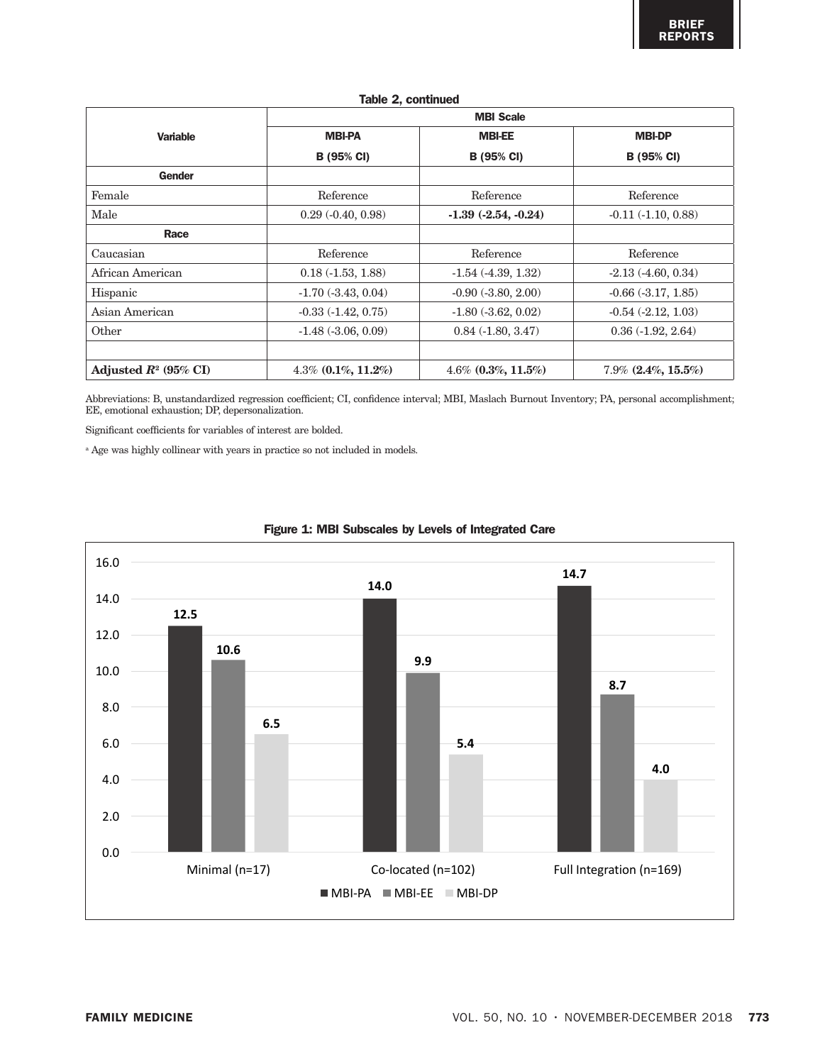**Table 2, continued**

| Variable | MBI Scale | | |
| --- | --- | --- | --- |
| | **MBI-PA** B (95% CI) | **MBI-EE** B (95% CI) | **MBI-DP** B (95% CI) |
| **Gender** | | | |
| Female | Reference | Reference | Reference |
| Male | 0.29 (-0.40, 0.98) | **-1.39 (-2.54, -0.24)** | -0.11 (-1.10, 0.88) |
| **Race** | | | |
| Caucasian | Reference | Reference | Reference |
| African American | 0.18 (-1.53, 1.88) | -1.54 (-4.39, 1.32) | -2.13 (-4.60, 0.34) |
| Hispanic | -1.70 (-3.43, 0.04) | -0.90 (-3.80, 2.00) | -0.66 (-3.17, 1.85) |
| Asian American | -0.33 (-1.42, 0.75) | -1.80 (-3.62, 0.02) | -0.54 (-2.12, 1.03) |
| Other | -1.48 (-3.06, 0.09) | 0.84 (-1.80, 3.47) | 0.36 (-1.92, 2.64) |
| | | | |
| **Adjusted $R^2$ (95% CI)** | 4.3% **(0.1%, 11.2%)** | 4.6% **(0.3%, 11.5%)** | 7.9% **(2.4%, 15.5%)** |

Abbreviations: B, unstandardized regression coefficient; CI, confidence interval; MBI, Maslach Burnout Inventory; PA, personal accomplishment; EE, emotional exhaustion; DP, depersonalization.

Significant coefficients for variables of interest are bolded.

[a] Age was highly collinear with years in practice so not included in models.

**Figure 1: MBI Subscales by Levels of Integrated Care**

16.0
14.0
12.0
10.0
8.0
6.0
4.0
2.0
0.0

12.5
10.6
6.5
14.0
9.9
5.4
14.7
8.7
4.0

Minimal (n=17)
Co-located (n=102)
Full Integration (n=169)

MBI-PA MBI-EE MBI-DP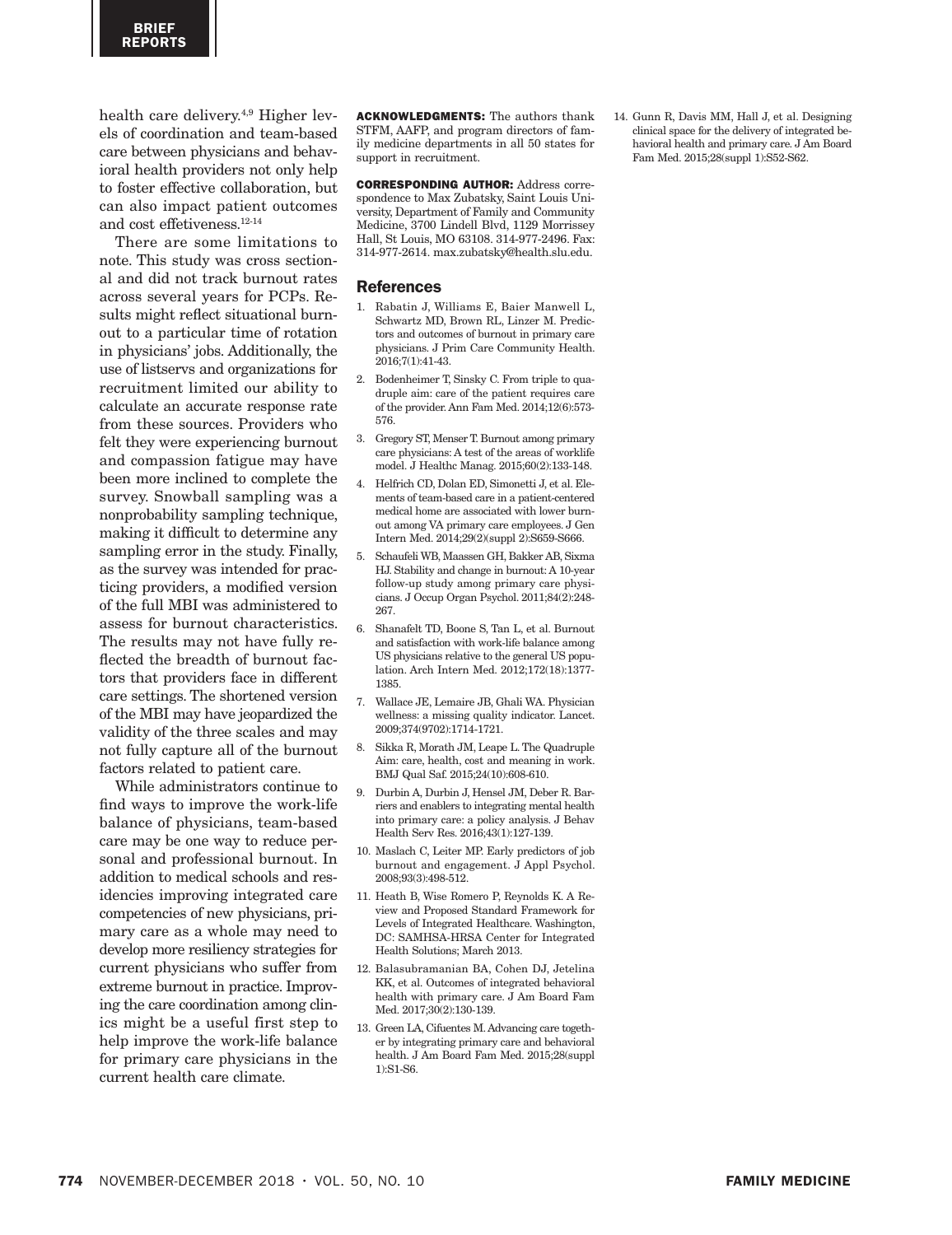health care delivery.[4,9] Higher levels of coordination and team-based care between physicians and behavioral health providers not only help to foster effective collaboration, but can also impact patient outcomes and cost effetiveness.[12-14]

There are some limitations to note. This study was cross sectional and did not track burnout rates across several years for PCPs. Results might reflect situational burnout to a particular time of rotation in physicians' jobs. Additionally, the use of listservs and organizations for recruitment limited our ability to calculate an accurate response rate from these sources. Providers who felt they were experiencing burnout and compassion fatigue may have been more inclined to complete the survey. Snowball sampling was a nonprobability sampling technique, making it difficult to determine any sampling error in the study. Finally, as the survey was intended for practicing providers, a modified version of the full MBI was administered to assess for burnout characteristics. The results may not have fully reflected the breadth of burnout factors that providers face in different care settings. The shortened version of the MBI may have jeopardized the validity of the three scales and may not fully capture all of the burnout factors related to patient care.

While administrators continue to find ways to improve the work-life balance of physicians, team-based care may be one way to reduce personal and professional burnout. In addition to medical schools and residencies improving integrated care competencies of new physicians, primary care as a whole may need to develop more resiliency strategies for current physicians who suffer from extreme burnout in practice. Improving the care coordination among clinics might be a useful first step to help improve the work-life balance for primary care physicians in the current health care climate.

**ACKNOWLEDGMENTS:** The authors thank STFM, AAFP, and program directors of family medicine departments in all 50 states for support in recruitment.

**CORRESPONDING AUTHOR:** Address correspondence to Max Zubatsky, Saint Louis University, Department of Family and Community Medicine, 3700 Lindell Blvd, 1129 Morrissey Hall, St Louis, MO 63108. 314-977-2496. Fax: 314-977-2614. max.zubatsky@health.slu.edu.

## References

1. Rabatin J, Williams E, Baier Manwell L, Schwartz MD, Brown RL, Linzer M. Predictors and outcomes of burnout in primary care physicians. J Prim Care Community Health. 2016;7(1):41-43.
2. Bodenheimer T, Sinsky C. From triple to quadruple aim: care of the patient requires care of the provider. Ann Fam Med. 2014;12(6):573-576.
3. Gregory ST, Menser T. Burnout among primary care physicians: A test of the areas of worklife model. J Healthc Manag. 2015;60(2):133-148.
4. Helfrich CD, Dolan ED, Simonetti J, et al. Elements of team-based care in a patient-centered medical home are associated with lower burnout among VA primary care employees. J Gen Intern Med. 2014;29(2)(suppl 2):S659-S666.
5. Schaufeli WB, Maassen GH, Bakker AB, Sixma HJ. Stability and change in burnout: A 10-year follow-up study among primary care physicians. J Occup Organ Psychol. 2011;84(2):248-267.
6. Shanafelt TD, Boone S, Tan L, et al. Burnout and satisfaction with work-life balance among US physicians relative to the general US population. Arch Intern Med. 2012;172(18):1377-1385.
7. Wallace JE, Lemaire JB, Ghali WA. Physician wellness: a missing quality indicator. Lancet. 2009;374(9702):1714-1721.
8. Sikka R, Morath JM, Leape L. The Quadruple Aim: care, health, cost and meaning in work. BMJ Qual Saf. 2015;24(10):608-610.
9. Durbin A, Durbin J, Hensel JM, Deber R. Barriers and enablers to integrating mental health into primary care: a policy analysis. J Behav Health Serv Res. 2016;43(1):127-139.
10. Maslach C, Leiter MP. Early predictors of job burnout and engagement. J Appl Psychol. 2008;93(3):498-512.
11. Heath B, Wise Romero P, Reynolds K. A Review and Proposed Standard Framework for Levels of Integrated Healthcare. Washington, DC: SAMHSA-HRSA Center for Integrated Health Solutions; March 2013.
12. Balasubramanian BA, Cohen DJ, Jetelina KK, et al. Outcomes of integrated behavioral health with primary care. J Am Board Fam Med. 2017;30(2):130-139.
13. Green LA, Cifuentes M. Advancing care together by integrating primary care and behavioral health. J Am Board Fam Med. 2015;28(suppl 1):S1-S6.
14. Gunn R, Davis MM, Hall J, et al. Designing clinical space for the delivery of integrated behavioral health and primary care. J Am Board Fam Med. 2015;28(suppl 1):S52-S62.